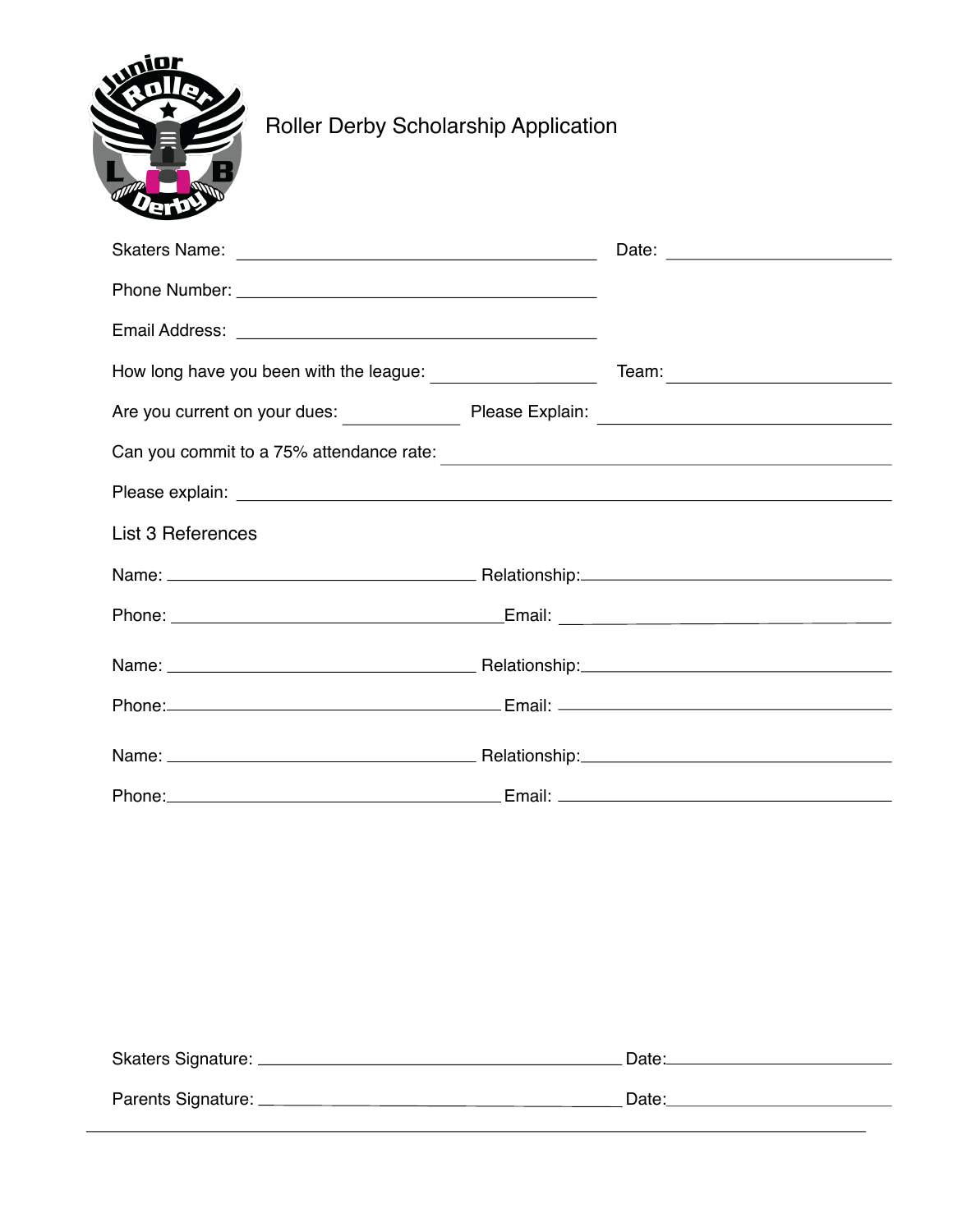# Roller Derby Scholarship Application

Skaters Name: ______________________________ Date: ____________________

Phone Number: ______________________________

Email Address: ______________________________

How long have you been with the league: ______________ Team: ____________________

Are you current on your dues: __________ Please Explain: ________________________

Can you commit to a 75% attendance rate: ________________________________

Please explain: ______________________________________________________

## List 3 References

Name: ________________________ Relationship: ________________________

Phone: ________________________ Email: ________________________

Name: ________________________ Relationship: ________________________

Phone: ________________________ Email: ________________________

Name: ________________________ Relationship: ________________________

Phone: ________________________ Email: ________________________

Skaters Signature: ______________________________ Date: ____________________

Parents Signature: ______________________________ Date: ____________________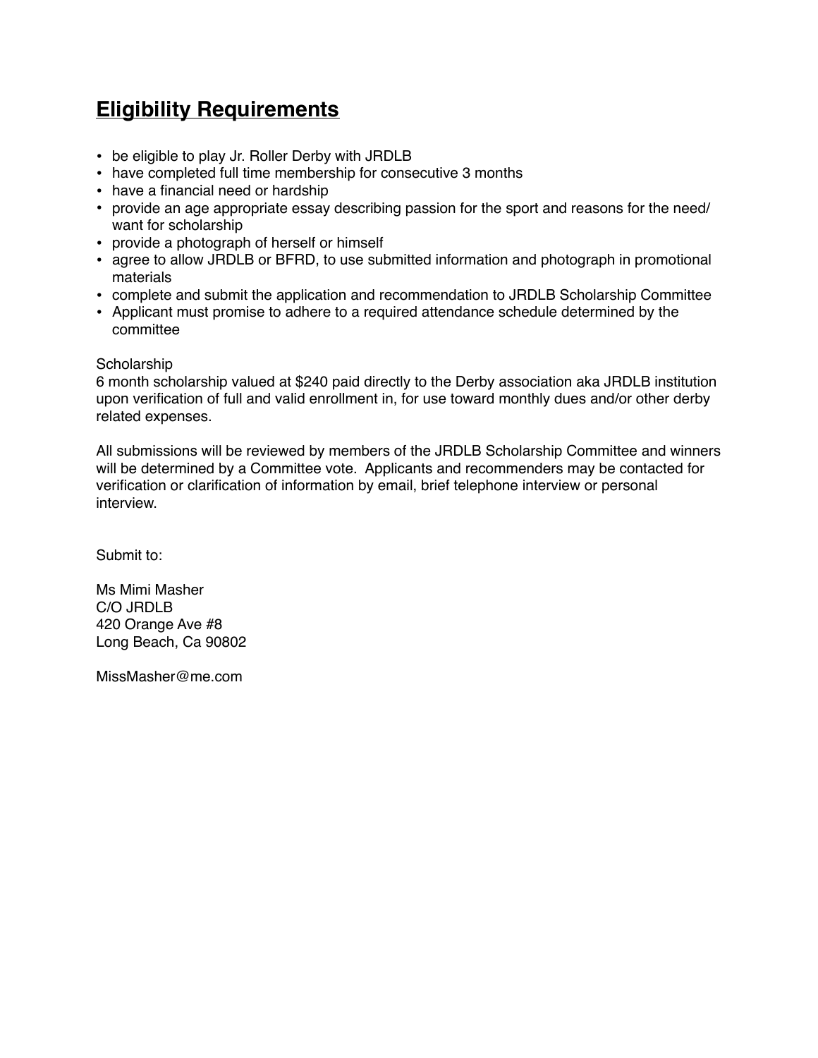## **Eligibility Requirements**

- be eligible to play Jr. Roller Derby with JRDLB
- have completed full time membership for consecutive 3 months
- have a financial need or hardship
- provide an age appropriate essay describing passion for the sport and reasons for the need/ want for scholarship
- provide a photograph of herself or himself
- agree to allow JRDLB or BFRD, to use submitted information and photograph in promotional materials
- complete and submit the application and recommendation to JRDLB Scholarship Committee
- Applicant must promise to adhere to a required attendance schedule determined by the committee

Scholarship
6 month scholarship valued at $240 paid directly to the Derby association aka JRDLB institution upon verification of full and valid enrollment in, for use toward monthly dues and/or other derby related expenses.

All submissions will be reviewed by members of the JRDLB Scholarship Committee and winners will be determined by a Committee vote. Applicants and recommenders may be contacted for verification or clarification of information by email, brief telephone interview or personal interview.

Submit to:

Ms Mimi Masher
C/O JRDLB
420 Orange Ave #8
Long Beach, Ca 90802

MissMasher@me.com